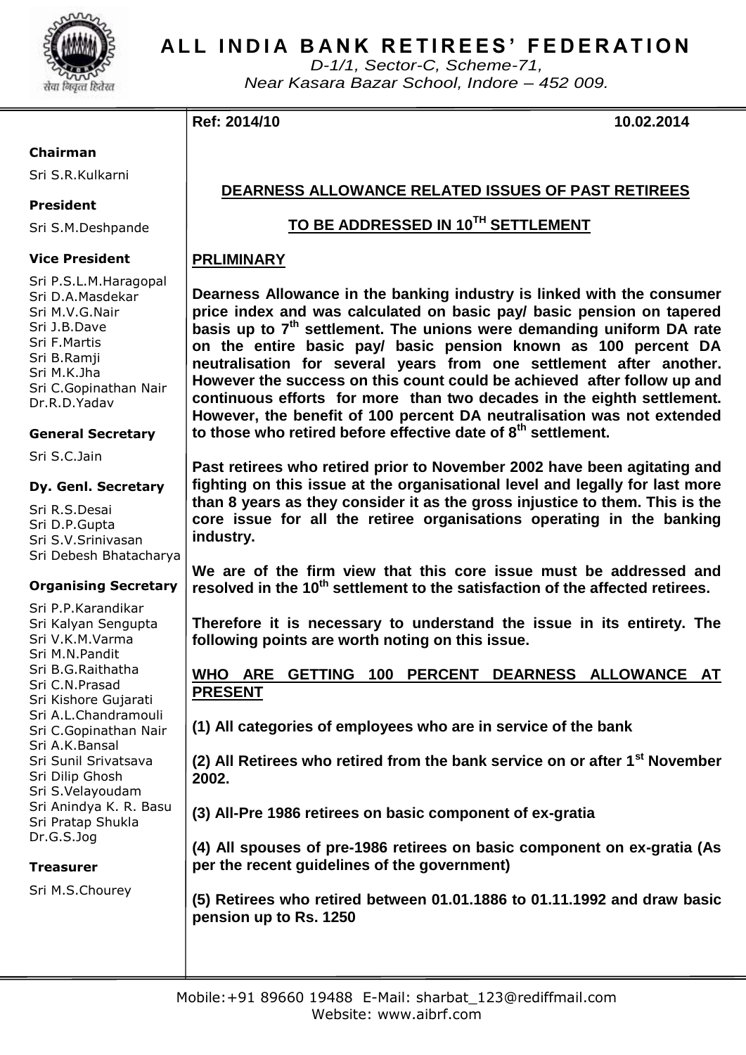# ALL INDIA BANK RETIREES' FEDERATION

*D-1/1, Sector-C, Scheme-71, Near Kasara Bazar School, Indore – 452 009.*

**Chairman**
Sri S.R.Kulkarni

**President**
Sri S.M.Deshpande

**Vice President**
Sri P.S.L.M.Haragopal
Sri D.A.Masdekar
Sri M.V.G.Nair
Sri J.B.Dave
Sri F.Martis
Sri B.Ramji
Sri M.K.Jha
Sri C.Gopinathan Nair
Dr.R.D.Yadav

**General Secretary**
Sri S.C.Jain

**Dy. Genl. Secretary**
Sri R.S.Desai
Sri D.P.Gupta
Sri S.V.Srinivasan
Sri Debesh Bhatacharya

**Organising Secretary**
Sri P.P.Karandikar
Sri Kalyan Sengupta
Sri V.K.M.Varma
Sri M.N.Pandit
Sri B.G.Raithatha
Sri C.N.Prasad
Sri Kishore Gujarati
Sri A.L.Chandramouli
Sri C.Gopinathan Nair
Sri A.K.Bansal
Sri Sunil Srivatsava
Sri Dilip Ghosh
Sri S.Velayoudam
Sri Anindya K. R. Basu
Sri Pratap Shukla
Dr.G.S.Jog

**Treasurer**
Sri M.S.Chourey

**Ref: 2014/10** **10.02.2014**

## DEARNESS ALLOWANCE RELATED ISSUES OF PAST RETIREES TO BE ADDRESSED IN 10TH SETTLEMENT

## PRLIMINARY

**Dearness Allowance in the banking industry is linked with the consumer price index and was calculated on basic pay/ basic pension on tapered basis up to 7th settlement. The unions were demanding uniform DA rate on the entire basic pay/ basic pension known as 100 percent DA neutralisation for several years from one settlement after another. However the success on this count could be achieved after follow up and continuous efforts for more than two decades in the eighth settlement. However, the benefit of 100 percent DA neutralisation was not extended to those who retired before effective date of 8th settlement.**

**Past retirees who retired prior to November 2002 have been agitating and fighting on this issue at the organisational level and legally for last more than 8 years as they consider it as the gross injustice to them. This is the core issue for all the retiree organisations operating in the banking industry.**

**We are of the firm view that this core issue must be addressed and resolved in the 10th settlement to the satisfaction of the affected retirees.**

**Therefore it is necessary to understand the issue in its entirety. The following points are worth noting on this issue.**

## WHO ARE GETTING 100 PERCENT DEARNESS ALLOWANCE AT PRESENT

**(1) All categories of employees who are in service of the bank**

**(2) All Retirees who retired from the bank service on or after 1st November 2002.**

**(3) All-Pre 1986 retirees on basic component of ex-gratia**

**(4) All spouses of pre-1986 retirees on basic component on ex-gratia (As per the recent guidelines of the government)**

**(5) Retirees who retired between 01.01.1886 to 01.11.1992 and draw basic pension up to Rs. 1250**

Mobile:+91 89660 19488 E-Mail: sharbat_123@rediffmail.com
Website: www.aibrf.com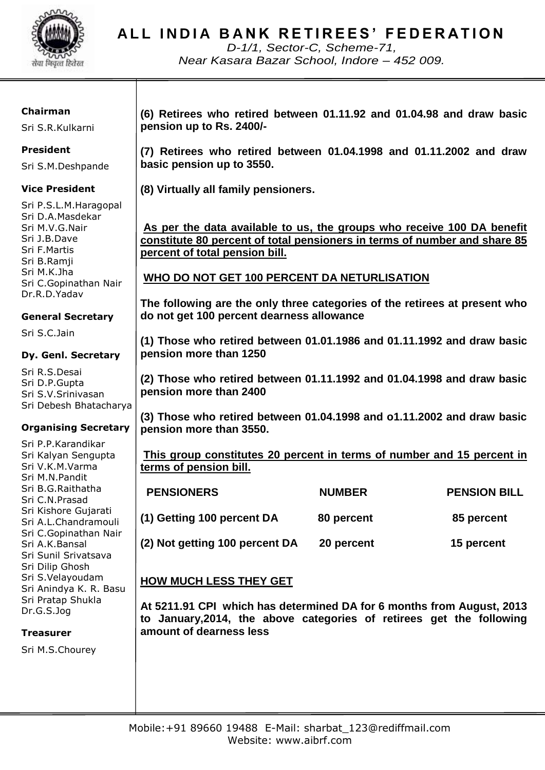# ALL INDIA BANK RETIREES' FEDERATION

*D-1/1, Sector-C, Scheme-71,*
*Near Kasara Bazar School, Indore – 452 009.*

**Chairman**
Sri S.R.Kulkarni

**President**
Sri S.M.Deshpande

**Vice President**
Sri P.S.L.M.Haragopal
Sri D.A.Masdekar
Sri M.V.G.Nair
Sri J.B.Dave
Sri F.Martis
Sri B.Ramji
Sri M.K.Jha
Sri C.Gopinathan Nair
Dr.R.D.Yadav

**General Secretary**
Sri S.C.Jain

**Dy. Genl. Secretary**
Sri R.S.Desai
Sri D.P.Gupta
Sri S.V.Srinivasan
Sri Debesh Bhatacharya

**Organising Secretary**
Sri P.P.Karandikar
Sri Kalyan Sengupta
Sri V.K.M.Varma
Sri M.N.Pandit
Sri B.G.Raithatha
Sri C.N.Prasad
Sri Kishore Gujarati
Sri A.L.Chandramouli
Sri C.Gopinathan Nair
Sri A.K.Bansal
Sri Sunil Srivatsava
Sri Dilip Ghosh
Sri S.Velayoudam
Sri Anindya K. R. Basu
Sri Pratap Shukla
Dr.G.S.Jog

**Treasurer**
Sri M.S.Chourey

**(6) Retirees who retired between 01.11.92 and 01.04.98 and draw basic pension up to Rs. 2400/-**

**(7) Retirees who retired between 01.04.1998 and 01.11.2002 and draw basic pension up to 3550.**

**(8) Virtually all family pensioners.**

**<u>As per the data available to us, the groups who receive 100 DA benefit constitute 80 percent of total pensioners in terms of number and share 85 percent of total pension bill.</u>**

**<u>WHO DO NOT GET 100 PERCENT DA NETURLISATION</u>**

**The following are the only three categories of the retirees at present who do not get 100 percent dearness allowance**

**(1) Those who retired between 01.01.1986 and 01.11.1992 and draw basic pension more than 1250**

**(2) Those who retired between 01.11.1992 and 01.04.1998 and draw basic pension more than 2400**

**(3) Those who retired between 01.04.1998 and o1.11.2002 and draw basic pension more than 3550.**

**<u>This group constitutes 20 percent in terms of number and 15 percent in terms of pension bill.</u>**

| PENSIONERS | NUMBER | PENSION BILL |
|---|---|---|
| (1) Getting 100 percent DA | 80 percent | 85 percent |
| (2) Not getting 100 percent DA | 20 percent | 15 percent |

**<u>HOW MUCH LESS THEY GET</u>**

**At 5211.91 CPI which has determined DA for 6 months from August, 2013 to January,2014, the above categories of retirees get the following amount of dearness less**

Mobile:+91 89660 19488 E-Mail: sharbat_123@rediffmail.com
Website: www.aibrf.com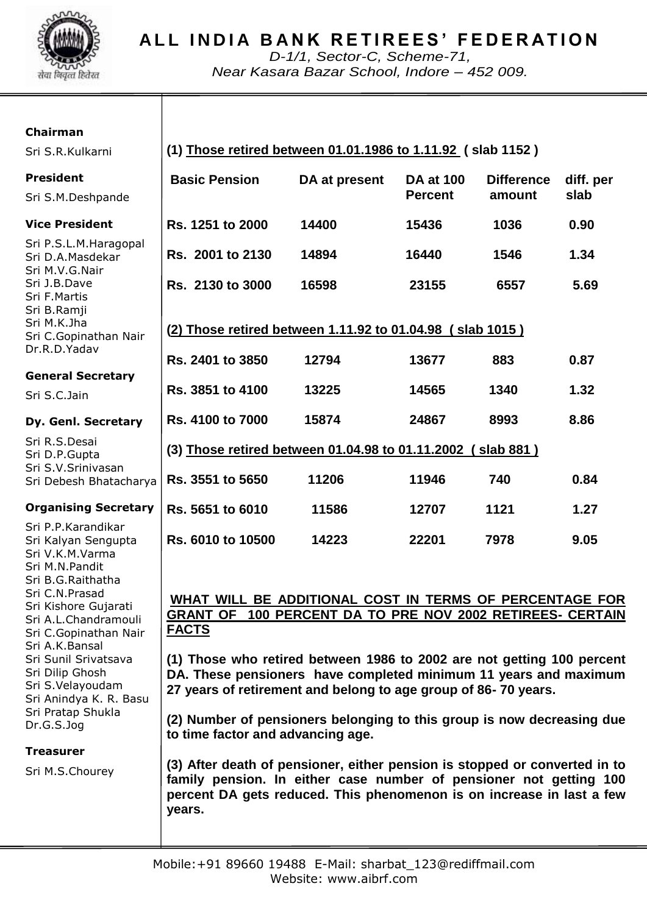# ALL INDIA BANK RETIREES' FEDERATION

*D-1/1, Sector-C, Scheme-71,*
*Near Kasara Bazar School, Indore – 452 009.*

**Chairman**
Sri S.R.Kulkarni

**President**
Sri S.M.Deshpande

**Vice President**
Sri P.S.L.M.Haragopal
Sri D.A.Masdekar
Sri M.V.G.Nair
Sri J.B.Dave
Sri F.Martis
Sri B.Ramji
Sri M.K.Jha
Sri C.Gopinathan Nair
Dr.R.D.Yadav

**General Secretary**
Sri S.C.Jain

**Dy. Genl. Secretary**
Sri R.S.Desai
Sri D.P.Gupta
Sri S.V.Srinivasan
Sri Debesh Bhatacharya

**Organising Secretary**
Sri P.P.Karandikar
Sri Kalyan Sengupta
Sri V.K.M.Varma
Sri M.N.Pandit
Sri B.G.Raithatha
Sri C.N.Prasad
Sri Kishore Gujarati
Sri A.L.Chandramouli
Sri C.Gopinathan Nair
Sri A.K.Bansal
Sri Sunil Srivatsava
Sri Dilip Ghosh
Sri S.Velayoudam
Sri Anindya K. R. Basu
Sri Pratap Shukla
Dr.G.S.Jog

**Treasurer**
Sri M.S.Chourey

**(1) Those retired between 01.01.1986 to 1.11.92 ( slab 1152 )**

| Basic Pension | DA at present | DA at 100 Percent | Difference amount | diff. per slab |
|---|---|---|---|---|
| Rs. 1251 to 2000 | 14400 | 15436 | 1036 | 0.90 |
| Rs. 2001 to 2130 | 14894 | 16440 | 1546 | 1.34 |
| Rs. 2130 to 3000 | 16598 | 23155 | 6557 | 5.69 |

**(2) Those retired between 1.11.92 to 01.04.98 ( slab 1015 )**

| Basic Pension | DA at present | DA at 100 Percent | Difference amount | diff. per slab |
|---|---|---|---|---|
| Rs. 2401 to 3850 | 12794 | 13677 | 883 | 0.87 |
| Rs. 3851 to 4100 | 13225 | 14565 | 1340 | 1.32 |
| Rs. 4100 to 7000 | 15874 | 24867 | 8993 | 8.86 |

**(3) Those retired between 01.04.98 to 01.11.2002 ( slab 881 )**

| Basic Pension | DA at present | DA at 100 Percent | Difference amount | diff. per slab |
|---|---|---|---|---|
| Rs. 3551 to 5650 | 11206 | 11946 | 740 | 0.84 |
| Rs. 5651 to 6010 | 11586 | 12707 | 1121 | 1.27 |
| Rs. 6010 to 10500 | 14223 | 22201 | 7978 | 9.05 |

**WHAT WILL BE ADDITIONAL COST IN TERMS OF PERCENTAGE FOR GRANT OF 100 PERCENT DA TO PRE NOV 2002 RETIREES- CERTAIN FACTS**

**(1) Those who retired between 1986 to 2002 are not getting 100 percent DA. These pensioners have completed minimum 11 years and maximum 27 years of retirement and belong to age group of 86- 70 years.**

**(2) Number of pensioners belonging to this group is now decreasing due to time factor and advancing age.**

**(3) After death of pensioner, either pension is stopped or converted in to family pension. In either case number of pensioner not getting 100 percent DA gets reduced. This phenomenon is on increase in last a few years.**

Mobile:+91 89660 19488 E-Mail: sharbat_123@rediffmail.com
Website: www.aibrf.com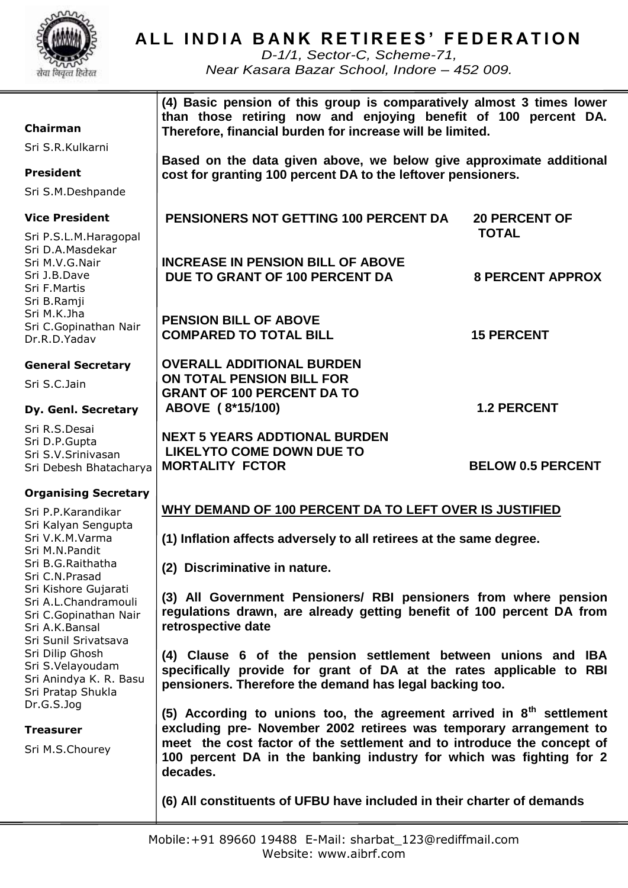**(4) Basic pension of this group is comparatively almost 3 times lower than those retiring now and enjoying benefit of 100 percent DA. Therefore, financial burden for increase will be limited.**

**Based on the data given above, we below give approximate additional cost for granting 100 percent DA to the leftover pensioners.**

| | |
|---|---|
| **PENSIONERS NOT GETTING 100 PERCENT DA** | **20 PERCENT OF TOTAL** |
| **INCREASE IN PENSION BILL OF ABOVE DUE TO GRANT OF 100 PERCENT DA** | **8 PERCENT APPROX** |
| **PENSION BILL OF ABOVE COMPARED TO TOTAL BILL** | **15 PERCENT** |
| **OVERALL ADDITIONAL BURDEN ON TOTAL PENSION BILL FOR GRANT OF 100 PERCENT DA TO ABOVE ( 8*15/100)** | **1.2 PERCENT** |
| **NEXT 5 YEARS ADDTIONAL BURDEN LIKELYTO COME DOWN DUE TO MORTALITY FCTOR** | **BELOW 0.5 PERCENT** |

## WHY DEMAND OF 100 PERCENT DA TO LEFT OVER IS JUSTIFIED

**(1) Inflation affects adversely to all retirees at the same degree.**

**(2) Discriminative in nature.**

**(3) All Government Pensioners/ RBI pensioners from where pension regulations drawn, are already getting benefit of 100 percent DA from retrospective date**

**(4) Clause 6 of the pension settlement between unions and IBA specifically provide for grant of DA at the rates applicable to RBI pensioners. Therefore the demand has legal backing too.**

**(5) According to unions too, the agreement arrived in 8th settlement excluding pre- November 2002 retirees was temporary arrangement to meet the cost factor of the settlement and to introduce the concept of 100 percent DA in the banking industry for which was fighting for 2 decades.**

**(6) All constituents of UFBU have included in their charter of demands**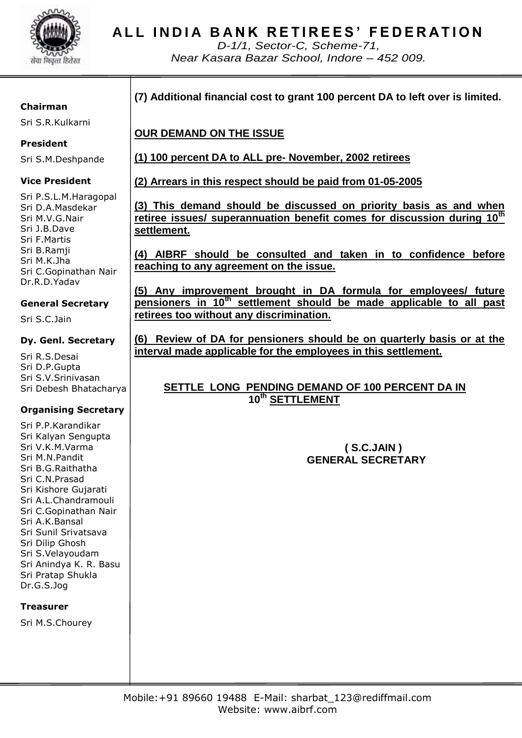# ALL INDIA BANK RETIREES' FEDERATION

*D-1/1, Sector-C, Scheme-71,*
*Near Kasara Bazar School, Indore – 452 009.*

**Chairman**
Sri S.R.Kulkarni

**President**
Sri S.M.Deshpande

**Vice President**
Sri P.S.L.M.Haragopal
Sri D.A.Masdekar
Sri M.V.G.Nair
Sri J.B.Dave
Sri F.Martis
Sri B.Ramji
Sri M.K.Jha
Sri C.Gopinathan Nair
Dr.R.D.Yadav

**General Secretary**
Sri S.C.Jain

**Dy. Genl. Secretary**
Sri R.S.Desai
Sri D.P.Gupta
Sri S.V.Srinivasan
Sri Debesh Bhatacharya

**Organising Secretary**
Sri P.P.Karandikar
Sri Kalyan Sengupta
Sri V.K.M.Varma
Sri M.N.Pandit
Sri B.G.Raithatha
Sri C.N.Prasad
Sri Kishore Gujarati
Sri A.L.Chandramouli
Sri C.Gopinathan Nair
Sri A.K.Bansal
Sri Sunil Srivatsava
Sri Dilip Ghosh
Sri S.Velayoudam
Sri Anindya K. R. Basu
Sri Pratap Shukla
Dr.G.S.Jog

**Treasurer**
Sri M.S.Chourey

**(7) Additional financial cost to grant 100 percent DA to left over is limited.**

**OUR DEMAND ON THE ISSUE**

**(1) 100 percent DA to ALL pre- November, 2002 retirees**

**(2) Arrears in this respect should be paid from 01-05-2005**

**(3) This demand should be discussed on priority basis as and when retiree issues/ superannuation benefit comes for discussion during 10th settlement.**

**(4) AIBRF should be consulted and taken in to confidence before reaching to any agreement on the issue.**

**(5) Any improvement brought in DA formula for employees/ future pensioners in 10th settlement should be made applicable to all past retirees too without any discrimination.**

**(6) Review of DA for pensioners should be on quarterly basis or at the interval made applicable for the employees in this settlement.**

**SETTLE LONG PENDING DEMAND OF 100 PERCENT DA IN 10th SETTLEMENT**

**( S.C.JAIN )**
**GENERAL SECRETARY**

Mobile:+91 89660 19488 E-Mail: sharbat_123@rediffmail.com
Website: www.aibrf.com